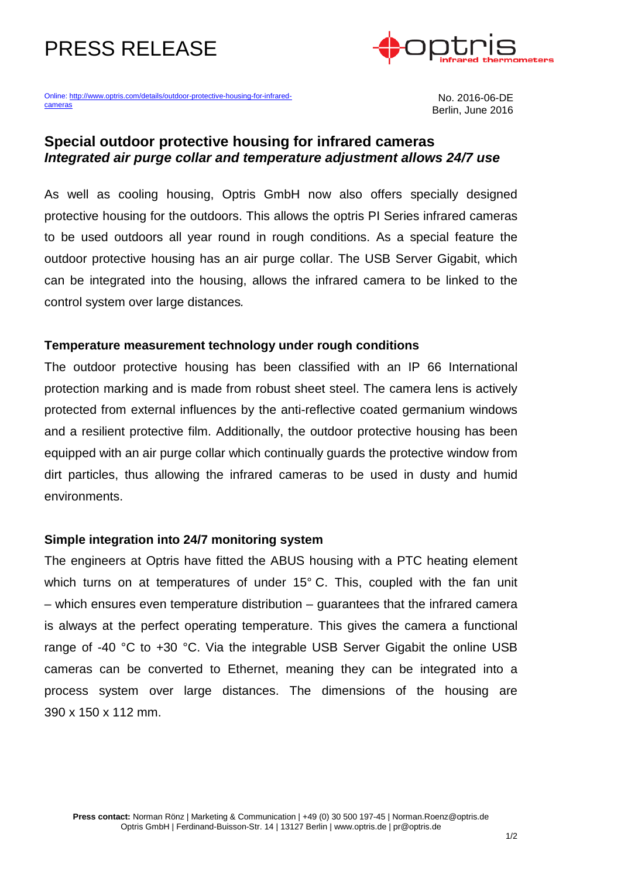# PRESS RELEASE

Online: http://www.optris.com/details/outdoor-protective-housing-for-infrared-cameras

No. 2016-06-DE
Berlin, June 2016

## Special outdoor protective housing for infrared cameras

***Integrated air purge collar and temperature adjustment allows 24/7 use***

As well as cooling housing, Optris GmbH now also offers specially designed protective housing for the outdoors. This allows the optris PI Series infrared cameras to be used outdoors all year round in rough conditions. As a special feature the outdoor protective housing has an air purge collar. The USB Server Gigabit, which can be integrated into the housing, allows the infrared camera to be linked to the control system over large distances.

### Temperature measurement technology under rough conditions

The outdoor protective housing has been classified with an IP 66 International protection marking and is made from robust sheet steel. The camera lens is actively protected from external influences by the anti-reflective coated germanium windows and a resilient protective film. Additionally, the outdoor protective housing has been equipped with an air purge collar which continually guards the protective window from dirt particles, thus allowing the infrared cameras to be used in dusty and humid environments.

### Simple integration into 24/7 monitoring system

The engineers at Optris have fitted the ABUS housing with a PTC heating element which turns on at temperatures of under 15° C. This, coupled with the fan unit – which ensures even temperature distribution – guarantees that the infrared camera is always at the perfect operating temperature. This gives the camera a functional range of -40 °C to +30 °C. Via the integrable USB Server Gigabit the online USB cameras can be converted to Ethernet, meaning they can be integrated into a process system over large distances. The dimensions of the housing are 390 x 150 x 112 mm.

**Press contact:** Norman Rönz | Marketing & Communication | +49 (0) 30 500 197-45 | Norman.Roenz@optris.de
Optris GmbH | Ferdinand-Buisson-Str. 14 | 13127 Berlin | www.optris.de | pr@optris.de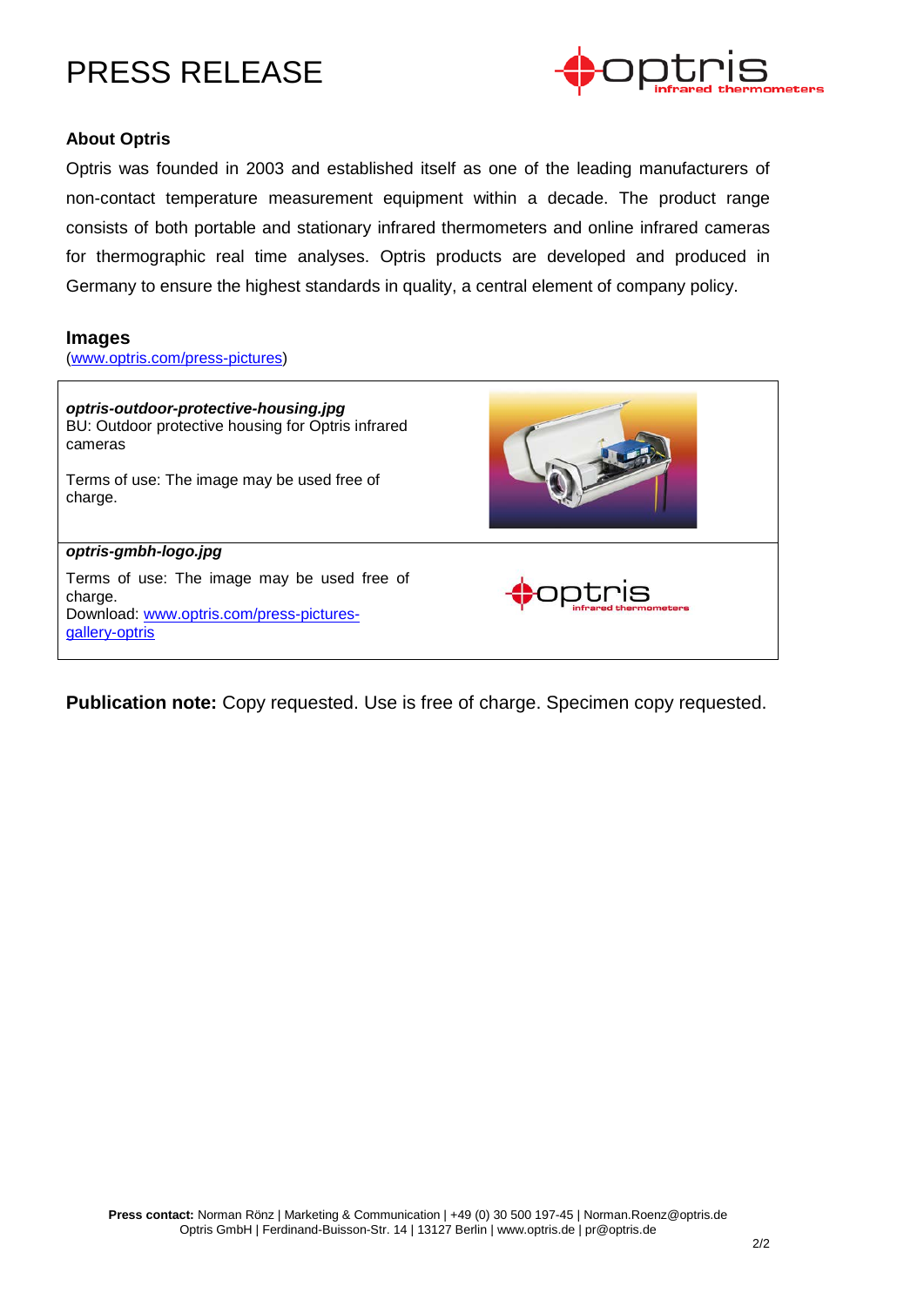# PRESS RELEASE

## About Optris

Optris was founded in 2003 and established itself as one of the leading manufacturers of non-contact temperature measurement equipment within a decade. The product range consists of both portable and stationary infrared thermometers and online infrared cameras for thermographic real time analyses. Optris products are developed and produced in Germany to ensure the highest standards in quality, a central element of company policy.

## Images

(www.optris.com/press-pictures)

***optris-outdoor-protective-housing.jpg***
BU: Outdoor protective housing for Optris infrared cameras

Terms of use: The image may be used free of charge.

***optris-gmbh-logo.jpg***

Terms of use: The image may be used free of charge.
Download: www.optris.com/press-pictures-gallery-optris

**Publication note:** Copy requested. Use is free of charge. Specimen copy requested.

**Press contact:** Norman Rönz | Marketing & Communication | +49 (0) 30 500 197-45 | Norman.Roenz@optris.de
Optris GmbH | Ferdinand-Buisson-Str. 14 | 13127 Berlin | www.optris.de | pr@optris.de